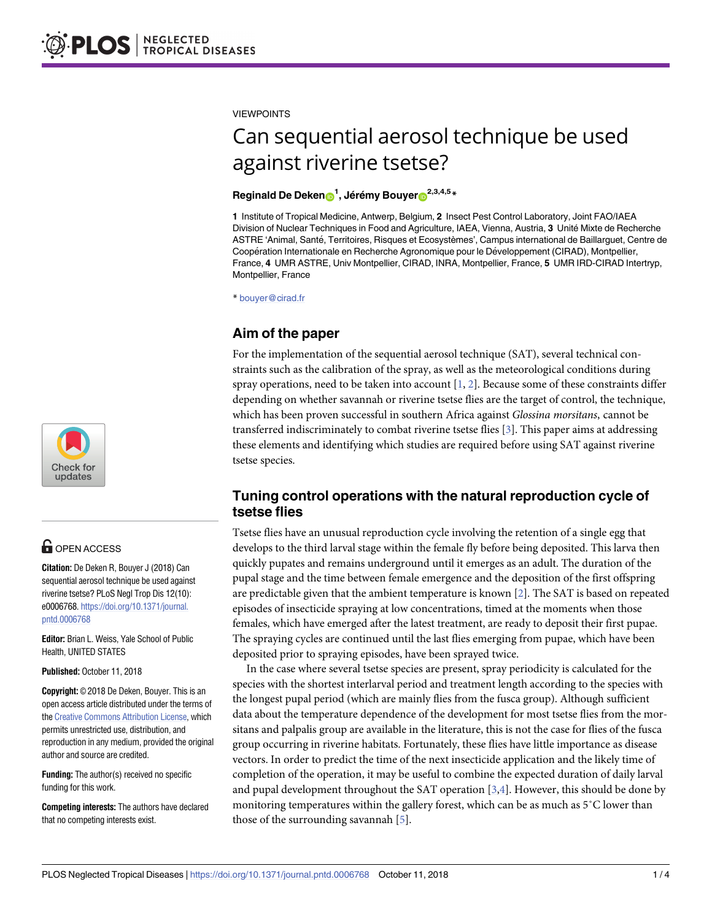VIEWPOINTS

# Can sequential aerosol technique be used against riverine tsetse?

**Reginald De Deken[1], Jérémy Bouyer[2,3,4,5]***

**1** Institute of Tropical Medicine, Antwerp, Belgium, **2** Insect Pest Control Laboratory, Joint FAO/IAEA Division of Nuclear Techniques in Food and Agriculture, IAEA, Vienna, Austria, **3** Unité Mixte de Recherche ASTRE 'Animal, Santé, Territoires, Risques et Ecosystèmes', Campus international de Baillarguet, Centre de Coopération Internationale en Recherche Agronomique pour le Développement (CIRAD), Montpellier, France, **4** UMR ASTRE, Univ Montpellier, CIRAD, INRA, Montpellier, France, **5** UMR IRD-CIRAD Intertryp, Montpellier, France

* bouyer@cirad.fr

OPEN ACCESS

**Citation:** De Deken R, Bouyer J (2018) Can sequential aerosol technique be used against riverine tsetse? PLoS Negl Trop Dis 12(10): e0006768. https://doi.org/10.1371/journal.pntd.0006768

**Editor:** Brian L. Weiss, Yale School of Public Health, UNITED STATES

**Published:** October 11, 2018

**Copyright:** © 2018 De Deken, Bouyer. This is an open access article distributed under the terms of the Creative Commons Attribution License, which permits unrestricted use, distribution, and reproduction in any medium, provided the original author and source are credited.

**Funding:** The author(s) received no specific funding for this work.

**Competing interests:** The authors have declared that no competing interests exist.

## Aim of the paper

For the implementation of the sequential aerosol technique (SAT), several technical constraints such as the calibration of the spray, as well as the meteorological conditions during spray operations, need to be taken into account [1, 2]. Because some of these constraints differ depending on whether savannah or riverine tsetse flies are the target of control, the technique, which has been proven successful in southern Africa against *Glossina morsitans*, cannot be transferred indiscriminately to combat riverine tsetse flies [3]. This paper aims at addressing these elements and identifying which studies are required before using SAT against riverine tsetse species.

## Tuning control operations with the natural reproduction cycle of tsetse flies

Tsetse flies have an unusual reproduction cycle involving the retention of a single egg that develops to the third larval stage within the female fly before being deposited. This larva then quickly pupates and remains underground until it emerges as an adult. The duration of the pupal stage and the time between female emergence and the deposition of the first offspring are predictable given that the ambient temperature is known [2]. The SAT is based on repeated episodes of insecticide spraying at low concentrations, timed at the moments when those females, which have emerged after the latest treatment, are ready to deposit their first pupae. The spraying cycles are continued until the last flies emerging from pupae, which have been deposited prior to spraying episodes, have been sprayed twice.

In the case where several tsetse species are present, spray periodicity is calculated for the species with the shortest interlarval period and treatment length according to the species with the longest pupal period (which are mainly flies from the fusca group). Although sufficient data about the temperature dependence of the development for most tsetse flies from the morsitans and palpalis group are available in the literature, this is not the case for flies of the fusca group occurring in riverine habitats. Fortunately, these flies have little importance as disease vectors. In order to predict the time of the next insecticide application and the likely time of completion of the operation, it may be useful to combine the expected duration of daily larval and pupal development throughout the SAT operation [3,4]. However, this should be done by monitoring temperatures within the gallery forest, which can be as much as 5˚C lower than those of the surrounding savannah [5].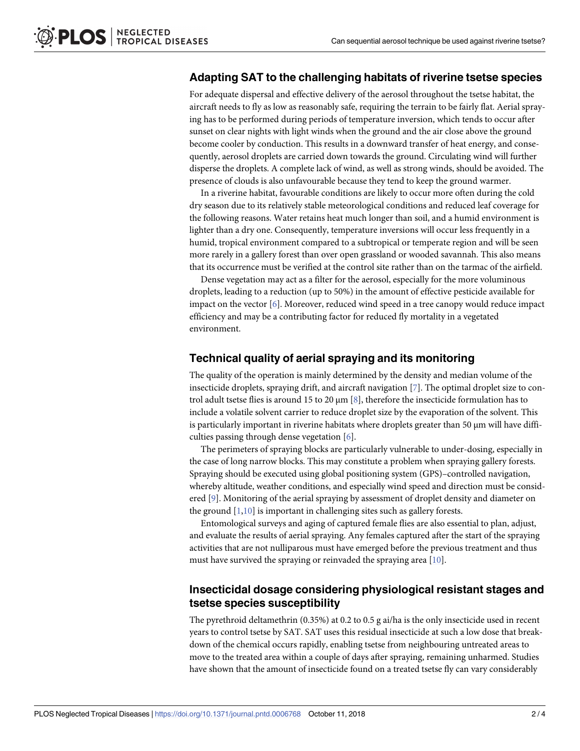## Adapting SAT to the challenging habitats of riverine tsetse species

For adequate dispersal and effective delivery of the aerosol throughout the tsetse habitat, the aircraft needs to fly as low as reasonably safe, requiring the terrain to be fairly flat. Aerial spraying has to be performed during periods of temperature inversion, which tends to occur after sunset on clear nights with light winds when the ground and the air close above the ground become cooler by conduction. This results in a downward transfer of heat energy, and consequently, aerosol droplets are carried down towards the ground. Circulating wind will further disperse the droplets. A complete lack of wind, as well as strong winds, should be avoided. The presence of clouds is also unfavourable because they tend to keep the ground warmer.

In a riverine habitat, favourable conditions are likely to occur more often during the cold dry season due to its relatively stable meteorological conditions and reduced leaf coverage for the following reasons. Water retains heat much longer than soil, and a humid environment is lighter than a dry one. Consequently, temperature inversions will occur less frequently in a humid, tropical environment compared to a subtropical or temperate region and will be seen more rarely in a gallery forest than over open grassland or wooded savannah. This also means that its occurrence must be verified at the control site rather than on the tarmac of the airfield.

Dense vegetation may act as a filter for the aerosol, especially for the more voluminous droplets, leading to a reduction (up to 50%) in the amount of effective pesticide available for impact on the vector [6]. Moreover, reduced wind speed in a tree canopy would reduce impact efficiency and may be a contributing factor for reduced fly mortality in a vegetated environment.

## Technical quality of aerial spraying and its monitoring

The quality of the operation is mainly determined by the density and median volume of the insecticide droplets, spraying drift, and aircraft navigation [7]. The optimal droplet size to control adult tsetse flies is around 15 to 20 μm [8], therefore the insecticide formulation has to include a volatile solvent carrier to reduce droplet size by the evaporation of the solvent. This is particularly important in riverine habitats where droplets greater than 50 μm will have difficulties passing through dense vegetation [6].

The perimeters of spraying blocks are particularly vulnerable to under-dosing, especially in the case of long narrow blocks. This may constitute a problem when spraying gallery forests. Spraying should be executed using global positioning system (GPS)–controlled navigation, whereby altitude, weather conditions, and especially wind speed and direction must be considered [9]. Monitoring of the aerial spraying by assessment of droplet density and diameter on the ground [1,10] is important in challenging sites such as gallery forests.

Entomological surveys and aging of captured female flies are also essential to plan, adjust, and evaluate the results of aerial spraying. Any females captured after the start of the spraying activities that are not nulliparous must have emerged before the previous treatment and thus must have survived the spraying or reinvaded the spraying area [10].

## Insecticidal dosage considering physiological resistant stages and tsetse species susceptibility

The pyrethroid deltamethrin (0.35%) at 0.2 to 0.5 g ai/ha is the only insecticide used in recent years to control tsetse by SAT. SAT uses this residual insecticide at such a low dose that breakdown of the chemical occurs rapidly, enabling tsetse from neighbouring untreated areas to move to the treated area within a couple of days after spraying, remaining unharmed. Studies have shown that the amount of insecticide found on a treated tsetse fly can vary considerably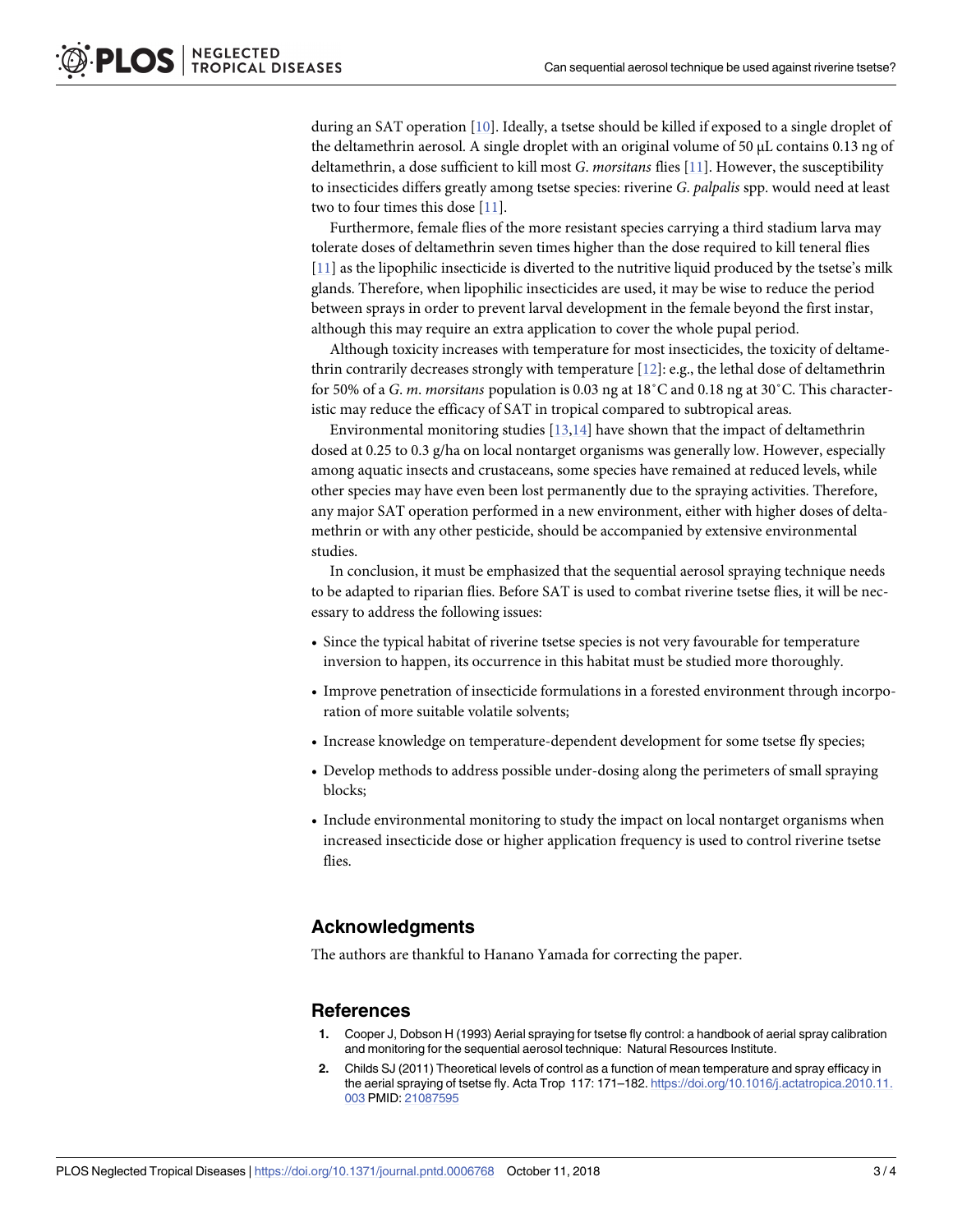during an SAT operation [10]. Ideally, a tsetse should be killed if exposed to a single droplet of the deltamethrin aerosol. A single droplet with an original volume of 50 μL contains 0.13 ng of deltamethrin, a dose sufficient to kill most *G. morsitans* flies [11]. However, the susceptibility to insecticides differs greatly among tsetse species: riverine *G. palpalis* spp. would need at least two to four times this dose [11].

Furthermore, female flies of the more resistant species carrying a third stadium larva may tolerate doses of deltamethrin seven times higher than the dose required to kill teneral flies [11] as the lipophilic insecticide is diverted to the nutritive liquid produced by the tsetse's milk glands. Therefore, when lipophilic insecticides are used, it may be wise to reduce the period between sprays in order to prevent larval development in the female beyond the first instar, although this may require an extra application to cover the whole pupal period.

Although toxicity increases with temperature for most insecticides, the toxicity of deltamethrin contrarily decreases strongly with temperature [12]: e.g., the lethal dose of deltamethrin for 50% of a *G. m. morsitans* population is 0.03 ng at 18˚C and 0.18 ng at 30˚C. This characteristic may reduce the efficacy of SAT in tropical compared to subtropical areas.

Environmental monitoring studies [13,14] have shown that the impact of deltamethrin dosed at 0.25 to 0.3 g/ha on local nontarget organisms was generally low. However, especially among aquatic insects and crustaceans, some species have remained at reduced levels, while other species may have even been lost permanently due to the spraying activities. Therefore, any major SAT operation performed in a new environment, either with higher doses of deltamethrin or with any other pesticide, should be accompanied by extensive environmental studies.

In conclusion, it must be emphasized that the sequential aerosol spraying technique needs to be adapted to riparian flies. Before SAT is used to combat riverine tsetse flies, it will be necessary to address the following issues:

- Since the typical habitat of riverine tsetse species is not very favourable for temperature inversion to happen, its occurrence in this habitat must be studied more thoroughly.
- Improve penetration of insecticide formulations in a forested environment through incorporation of more suitable volatile solvents;
- Increase knowledge on temperature-dependent development for some tsetse fly species;
- Develop methods to address possible under-dosing along the perimeters of small spraying blocks;
- Include environmental monitoring to study the impact on local nontarget organisms when increased insecticide dose or higher application frequency is used to control riverine tsetse flies.

## Acknowledgments

The authors are thankful to Hanano Yamada for correcting the paper.

## References

1. Cooper J, Dobson H (1993) Aerial spraying for tsetse fly control: a handbook of aerial spray calibration and monitoring for the sequential aerosol technique: Natural Resources Institute.
2. Childs SJ (2011) Theoretical levels of control as a function of mean temperature and spray efficacy in the aerial spraying of tsetse fly. Acta Trop 117: 171–182. https://doi.org/10.1016/j.actatropica.2010.11.003 PMID: 21087595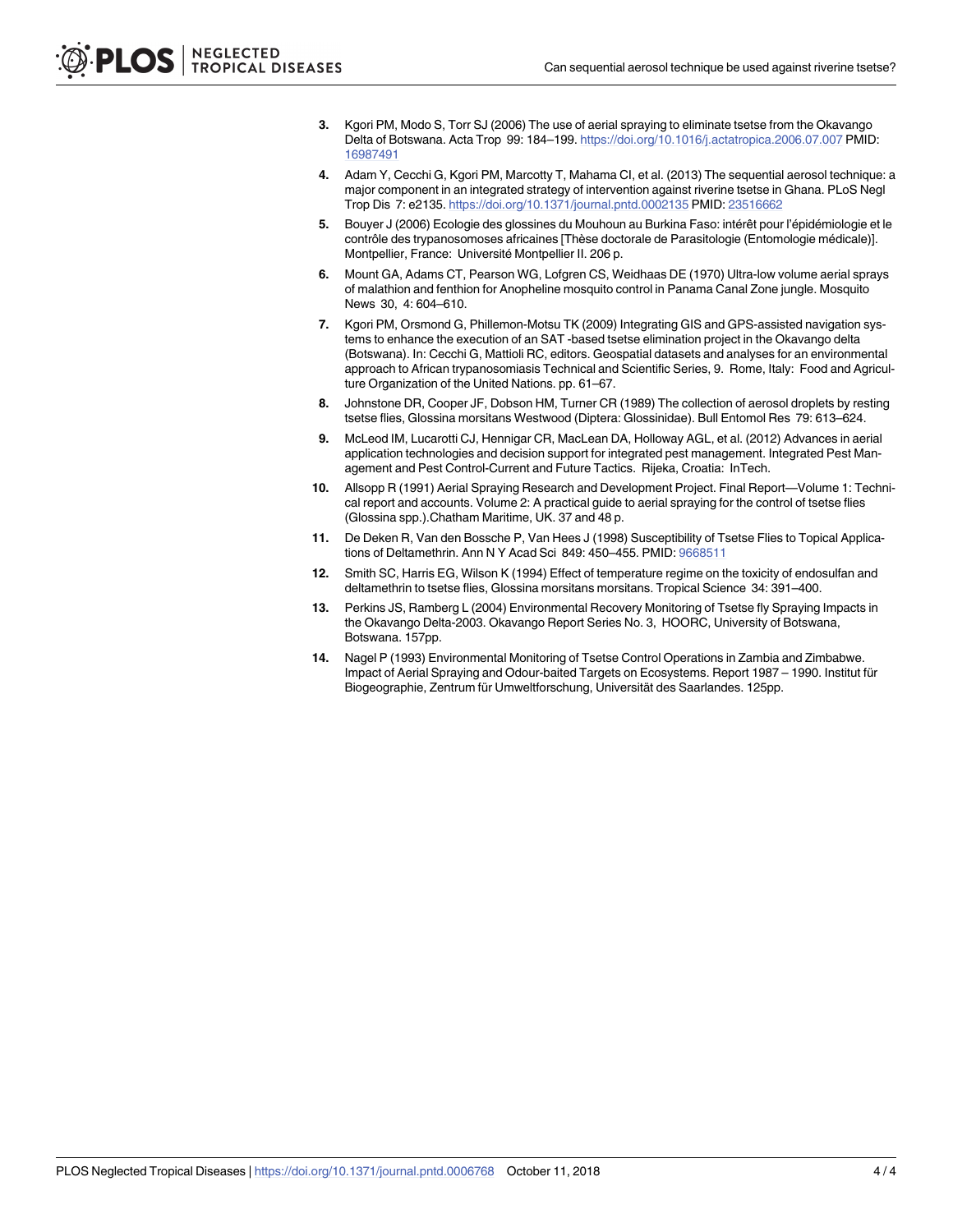3. Kgori PM, Modo S, Torr SJ (2006) The use of aerial spraying to eliminate tsetse from the Okavango Delta of Botswana. Acta Trop 99: 184–199. https://doi.org/10.1016/j.actatropica.2006.07.007 PMID: 16987491
4. Adam Y, Cecchi G, Kgori PM, Marcotty T, Mahama CI, et al. (2013) The sequential aerosol technique: a major component in an integrated strategy of intervention against riverine tsetse in Ghana. PLoS Negl Trop Dis 7: e2135. https://doi.org/10.1371/journal.pntd.0002135 PMID: 23516662
5. Bouyer J (2006) Ecologie des glossines du Mouhoun au Burkina Faso: intérêt pour l'épidémiologie et le contrôle des trypanosomoses africaines [Thèse doctorale de Parasitologie (Entomologie médicale)]. Montpellier, France: Université Montpellier II. 206 p.
6. Mount GA, Adams CT, Pearson WG, Lofgren CS, Weidhaas DE (1970) Ultra-low volume aerial sprays of malathion and fenthion for Anopheline mosquito control in Panama Canal Zone jungle. Mosquito News 30, 4: 604–610.
7. Kgori PM, Orsmond G, Phillemon-Motsu TK (2009) Integrating GIS and GPS-assisted navigation systems to enhance the execution of an SAT -based tsetse elimination project in the Okavango delta (Botswana). In: Cecchi G, Mattioli RC, editors. Geospatial datasets and analyses for an environmental approach to African trypanosomiasis Technical and Scientific Series, 9. Rome, Italy: Food and Agriculture Organization of the United Nations. pp. 61–67.
8. Johnstone DR, Cooper JF, Dobson HM, Turner CR (1989) The collection of aerosol droplets by resting tsetse flies, Glossina morsitans Westwood (Diptera: Glossinidae). Bull Entomol Res 79: 613–624.
9. McLeod IM, Lucarotti CJ, Hennigar CR, MacLean DA, Holloway AGL, et al. (2012) Advances in aerial application technologies and decision support for integrated pest management. Integrated Pest Management and Pest Control-Current and Future Tactics. Rijeka, Croatia: InTech.
10. Allsopp R (1991) Aerial Spraying Research and Development Project. Final Report—Volume 1: Technical report and accounts. Volume 2: A practical guide to aerial spraying for the control of tsetse flies (Glossina spp.).Chatham Maritime, UK. 37 and 48 p.
11. De Deken R, Van den Bossche P, Van Hees J (1998) Susceptibility of Tsetse Flies to Topical Applications of Deltamethrin. Ann N Y Acad Sci 849: 450–455. PMID: 9668511
12. Smith SC, Harris EG, Wilson K (1994) Effect of temperature regime on the toxicity of endosulfan and deltamethrin to tsetse flies, Glossina morsitans morsitans. Tropical Science 34: 391–400.
13. Perkins JS, Ramberg L (2004) Environmental Recovery Monitoring of Tsetse fly Spraying Impacts in the Okavango Delta-2003. Okavango Report Series No. 3, HOORC, University of Botswana, Botswana. 157pp.
14. Nagel P (1993) Environmental Monitoring of Tsetse Control Operations in Zambia and Zimbabwe. Impact of Aerial Spraying and Odour-baited Targets on Ecosystems. Report 1987 – 1990. Institut für Biogeographie, Zentrum für Umweltforschung, Universität des Saarlandes. 125pp.